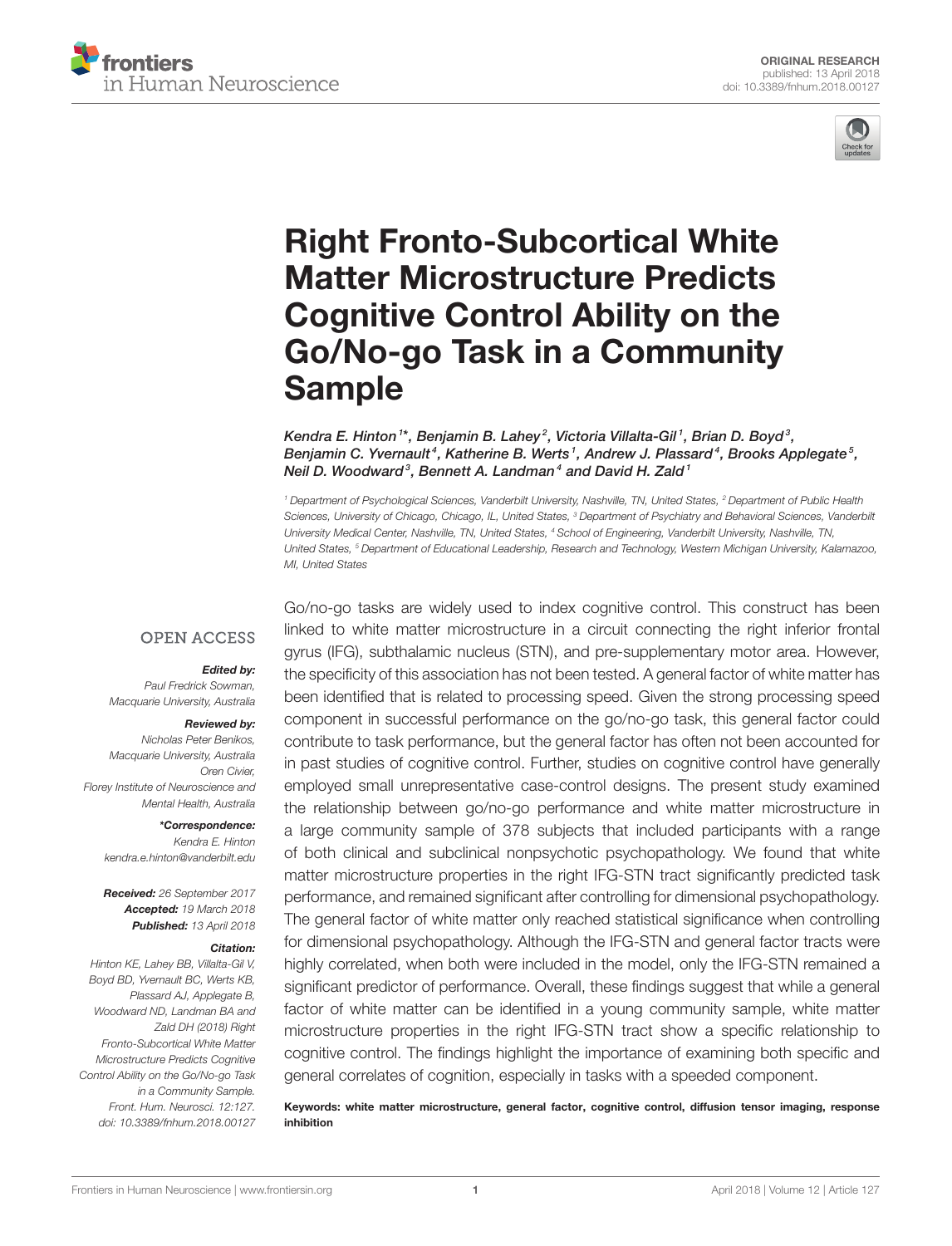ORIGINAL RESEARCH
published: 13 April 2018
doi: 10.3389/fnhum.2018.00127

# Right Fronto-Subcortical White Matter Microstructure Predicts Cognitive Control Ability on the Go/No-go Task in a Community Sample

*Kendra E. Hinton[1]\*, Benjamin B. Lahey[2], Victoria Villalta-Gil[1], Brian D. Boyd[3], Benjamin C. Yvernault[4], Katherine B. Werts[1], Andrew J. Plassard[4], Brooks Applegate[5], Neil D. Woodward[3], Bennett A. Landman[4] and David H. Zald[1]*

[1] Department of Psychological Sciences, Vanderbilt University, Nashville, TN, United States, [2] Department of Public Health Sciences, University of Chicago, Chicago, IL, United States, [3] Department of Psychiatry and Behavioral Sciences, Vanderbilt University Medical Center, Nashville, TN, United States, [4] School of Engineering, Vanderbilt University, Nashville, TN, United States, [5] Department of Educational Leadership, Research and Technology, Western Michigan University, Kalamazoo, MI, United States

OPEN ACCESS

***Edited by:***
*Paul Fredrick Sowman,*
*Macquarie University, Australia*

***Reviewed by:***
*Nicholas Peter Benikos,*
*Macquarie University, Australia*
*Oren Civier,*
*Florey Institute of Neuroscience and Mental Health, Australia*

***\*Correspondence:***
*Kendra E. Hinton*
*kendra.e.hinton@vanderbilt.edu*

**Received:** *26 September 2017*
**Accepted:** *19 March 2018*
**Published:** *13 April 2018*

***Citation:***
*Hinton KE, Lahey BB, Villalta-Gil V, Boyd BD, Yvernault BC, Werts KB, Plassard AJ, Applegate B, Woodward ND, Landman BA and Zald DH (2018) Right Fronto-Subcortical White Matter Microstructure Predicts Cognitive Control Ability on the Go/No-go Task in a Community Sample. Front. Hum. Neurosci. 12:127. doi: 10.3389/fnhum.2018.00127*

Go/no-go tasks are widely used to index cognitive control. This construct has been linked to white matter microstructure in a circuit connecting the right inferior frontal gyrus (IFG), subthalamic nucleus (STN), and pre-supplementary motor area. However, the specificity of this association has not been tested. A general factor of white matter has been identified that is related to processing speed. Given the strong processing speed component in successful performance on the go/no-go task, this general factor could contribute to task performance, but the general factor has often not been accounted for in past studies of cognitive control. Further, studies on cognitive control have generally employed small unrepresentative case-control designs. The present study examined the relationship between go/no-go performance and white matter microstructure in a large community sample of 378 subjects that included participants with a range of both clinical and subclinical nonpsychotic psychopathology. We found that white matter microstructure properties in the right IFG-STN tract significantly predicted task performance, and remained significant after controlling for dimensional psychopathology. The general factor of white matter only reached statistical significance when controlling for dimensional psychopathology. Although the IFG-STN and general factor tracts were highly correlated, when both were included in the model, only the IFG-STN remained a significant predictor of performance. Overall, these findings suggest that while a general factor of white matter can be identified in a young community sample, white matter microstructure properties in the right IFG-STN tract show a specific relationship to cognitive control. The findings highlight the importance of examining both specific and general correlates of cognition, especially in tasks with a speeded component.

**Keywords: white matter microstructure, general factor, cognitive control, diffusion tensor imaging, response inhibition**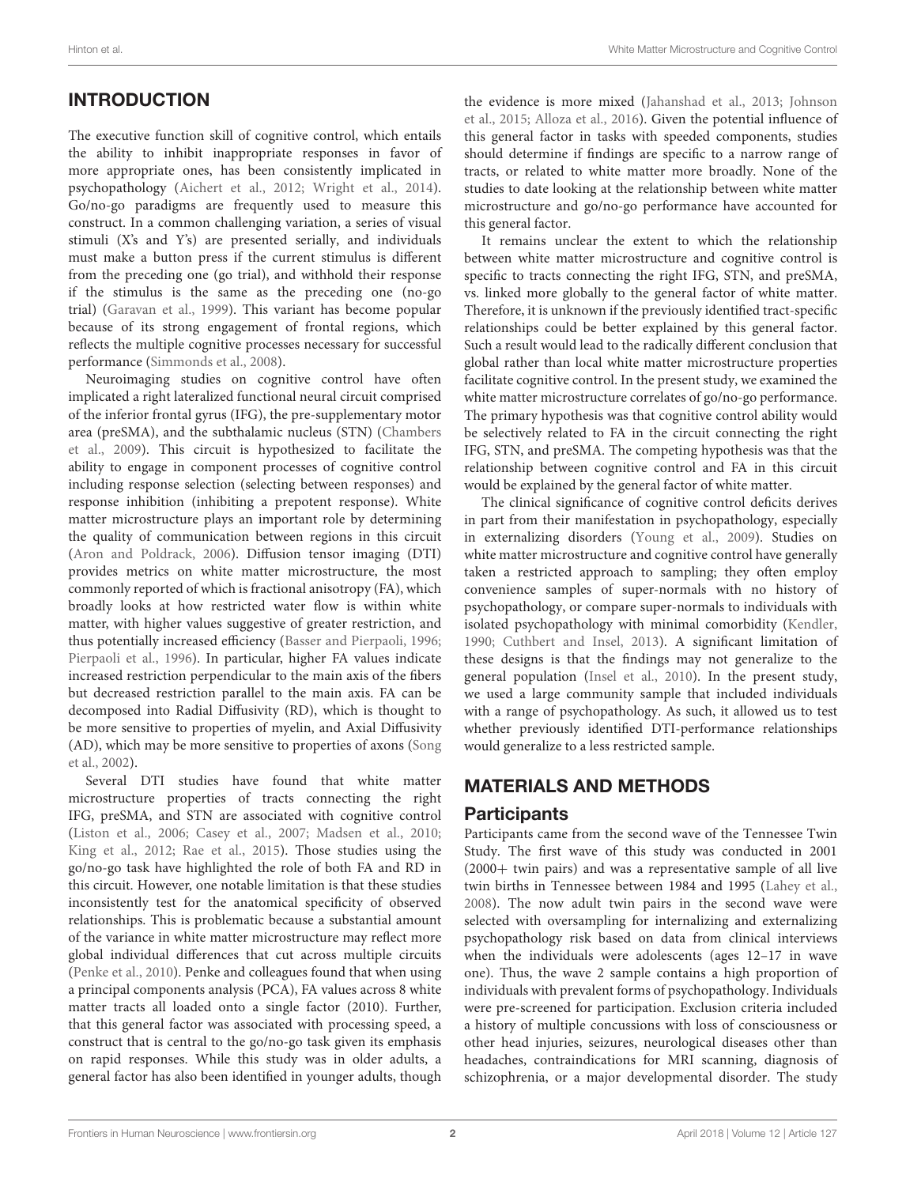## INTRODUCTION

The executive function skill of cognitive control, which entails the ability to inhibit inappropriate responses in favor of more appropriate ones, has been consistently implicated in psychopathology (Aichert et al., 2012; Wright et al., 2014). Go/no-go paradigms are frequently used to measure this construct. In a common challenging variation, a series of visual stimuli (X's and Y's) are presented serially, and individuals must make a button press if the current stimulus is different from the preceding one (go trial), and withhold their response if the stimulus is the same as the preceding one (no-go trial) (Garavan et al., 1999). This variant has become popular because of its strong engagement of frontal regions, which reflects the multiple cognitive processes necessary for successful performance (Simmonds et al., 2008).

Neuroimaging studies on cognitive control have often implicated a right lateralized functional neural circuit comprised of the inferior frontal gyrus (IFG), the pre-supplementary motor area (preSMA), and the subthalamic nucleus (STN) (Chambers et al., 2009). This circuit is hypothesized to facilitate the ability to engage in component processes of cognitive control including response selection (selecting between responses) and response inhibition (inhibiting a prepotent response). White matter microstructure plays an important role by determining the quality of communication between regions in this circuit (Aron and Poldrack, 2006). Diffusion tensor imaging (DTI) provides metrics on white matter microstructure, the most commonly reported of which is fractional anisotropy (FA), which broadly looks at how restricted water flow is within white matter, with higher values suggestive of greater restriction, and thus potentially increased efficiency (Basser and Pierpaoli, 1996; Pierpaoli et al., 1996). In particular, higher FA values indicate increased restriction perpendicular to the main axis of the fibers but decreased restriction parallel to the main axis. FA can be decomposed into Radial Diffusivity (RD), which is thought to be more sensitive to properties of myelin, and Axial Diffusivity (AD), which may be more sensitive to properties of axons (Song et al., 2002).

Several DTI studies have found that white matter microstructure properties of tracts connecting the right IFG, preSMA, and STN are associated with cognitive control (Liston et al., 2006; Casey et al., 2007; Madsen et al., 2010; King et al., 2012; Rae et al., 2015). Those studies using the go/no-go task have highlighted the role of both FA and RD in this circuit. However, one notable limitation is that these studies inconsistently test for the anatomical specificity of observed relationships. This is problematic because a substantial amount of the variance in white matter microstructure may reflect more global individual differences that cut across multiple circuits (Penke et al., 2010). Penke and colleagues found that when using a principal components analysis (PCA), FA values across 8 white matter tracts all loaded onto a single factor (2010). Further, that this general factor was associated with processing speed, a construct that is central to the go/no-go task given its emphasis on rapid responses. While this study was in older adults, a general factor has also been identified in younger adults, though the evidence is more mixed (Jahanshad et al., 2013; Johnson et al., 2015; Alloza et al., 2016). Given the potential influence of this general factor in tasks with speeded components, studies should determine if findings are specific to a narrow range of tracts, or related to white matter more broadly. None of the studies to date looking at the relationship between white matter microstructure and go/no-go performance have accounted for this general factor.

It remains unclear the extent to which the relationship between white matter microstructure and cognitive control is specific to tracts connecting the right IFG, STN, and preSMA, vs. linked more globally to the general factor of white matter. Therefore, it is unknown if the previously identified tract-specific relationships could be better explained by this general factor. Such a result would lead to the radically different conclusion that global rather than local white matter microstructure properties facilitate cognitive control. In the present study, we examined the white matter microstructure correlates of go/no-go performance. The primary hypothesis was that cognitive control ability would be selectively related to FA in the circuit connecting the right IFG, STN, and preSMA. The competing hypothesis was that the relationship between cognitive control and FA in this circuit would be explained by the general factor of white matter.

The clinical significance of cognitive control deficits derives in part from their manifestation in psychopathology, especially in externalizing disorders (Young et al., 2009). Studies on white matter microstructure and cognitive control have generally taken a restricted approach to sampling; they often employ convenience samples of super-normals with no history of psychopathology, or compare super-normals to individuals with isolated psychopathology with minimal comorbidity (Kendler, 1990; Cuthbert and Insel, 2013). A significant limitation of these designs is that the findings may not generalize to the general population (Insel et al., 2010). In the present study, we used a large community sample that included individuals with a range of psychopathology. As such, it allowed us to test whether previously identified DTI-performance relationships would generalize to a less restricted sample.

## MATERIALS AND METHODS

### Participants

Participants came from the second wave of the Tennessee Twin Study. The first wave of this study was conducted in 2001 (2000+ twin pairs) and was a representative sample of all live twin births in Tennessee between 1984 and 1995 (Lahey et al., 2008). The now adult twin pairs in the second wave were selected with oversampling for internalizing and externalizing psychopathology risk based on data from clinical interviews when the individuals were adolescents (ages 12–17 in wave one). Thus, the wave 2 sample contains a high proportion of individuals with prevalent forms of psychopathology. Individuals were pre-screened for participation. Exclusion criteria included a history of multiple concussions with loss of consciousness or other head injuries, seizures, neurological diseases other than headaches, contraindications for MRI scanning, diagnosis of schizophrenia, or a major developmental disorder. The study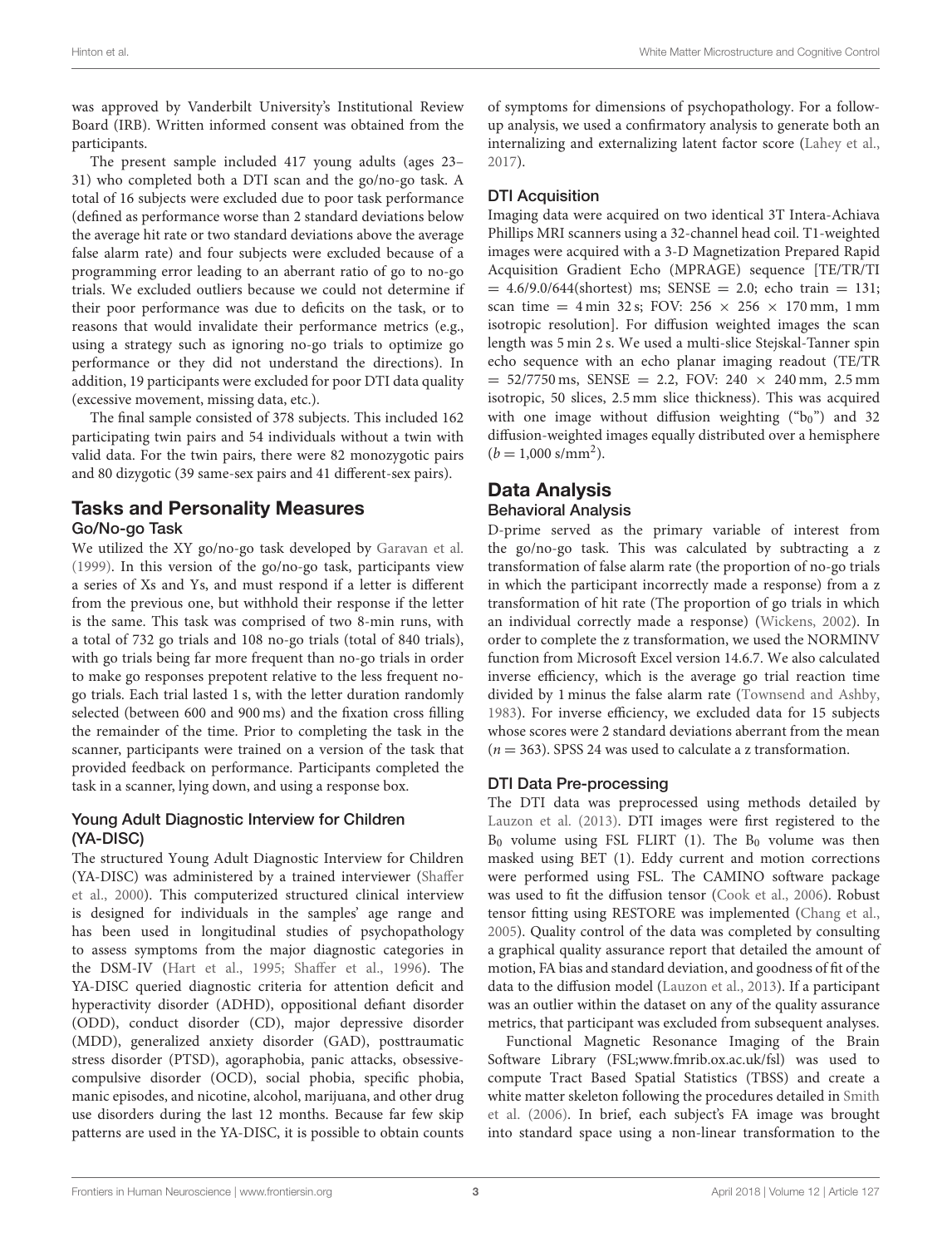was approved by Vanderbilt University's Institutional Review Board (IRB). Written informed consent was obtained from the participants.

The present sample included 417 young adults (ages 23–31) who completed both a DTI scan and the go/no-go task. A total of 16 subjects were excluded due to poor task performance (defined as performance worse than 2 standard deviations below the average hit rate or two standard deviations above the average false alarm rate) and four subjects were excluded because of a programming error leading to an aberrant ratio of go to no-go trials. We excluded outliers because we could not determine if their poor performance was due to deficits on the task, or to reasons that would invalidate their performance metrics (e.g., using a strategy such as ignoring no-go trials to optimize go performance or they did not understand the directions). In addition, 19 participants were excluded for poor DTI data quality (excessive movement, missing data, etc.).

The final sample consisted of 378 subjects. This included 162 participating twin pairs and 54 individuals without a twin with valid data. For the twin pairs, there were 82 monozygotic pairs and 80 dizygotic (39 same-sex pairs and 41 different-sex pairs).

## Tasks and Personality Measures

### Go/No-go Task

We utilized the XY go/no-go task developed by Garavan et al. (1999). In this version of the go/no-go task, participants view a series of Xs and Ys, and must respond if a letter is different from the previous one, but withhold their response if the letter is the same. This task was comprised of two 8-min runs, with a total of 732 go trials and 108 no-go trials (total of 840 trials), with go trials being far more frequent than no-go trials in order to make go responses prepotent relative to the less frequent no-go trials. Each trial lasted 1 s, with the letter duration randomly selected (between 600 and 900 ms) and the fixation cross filling the remainder of the time. Prior to completing the task in the scanner, participants were trained on a version of the task that provided feedback on performance. Participants completed the task in a scanner, lying down, and using a response box.

### Young Adult Diagnostic Interview for Children (YA-DISC)

The structured Young Adult Diagnostic Interview for Children (YA-DISC) was administered by a trained interviewer (Shaffer et al., 2000). This computerized structured clinical interview is designed for individuals in the samples' age range and has been used in longitudinal studies of psychopathology to assess symptoms from the major diagnostic categories in the DSM-IV (Hart et al., 1995; Shaffer et al., 1996). The YA-DISC queried diagnostic criteria for attention deficit and hyperactivity disorder (ADHD), oppositional defiant disorder (ODD), conduct disorder (CD), major depressive disorder (MDD), generalized anxiety disorder (GAD), posttraumatic stress disorder (PTSD), agoraphobia, panic attacks, obsessive-compulsive disorder (OCD), social phobia, specific phobia, manic episodes, and nicotine, alcohol, marijuana, and other drug use disorders during the last 12 months. Because far few skip patterns are used in the YA-DISC, it is possible to obtain counts of symptoms for dimensions of psychopathology. For a follow-up analysis, we used a confirmatory analysis to generate both an internalizing and externalizing latent factor score (Lahey et al., 2017).

### DTI Acquisition

Imaging data were acquired on two identical 3T Intera-Achiava Phillips MRI scanners using a 32-channel head coil. T1-weighted images were acquired with a 3-D Magnetization Prepared Rapid Acquisition Gradient Echo (MPRAGE) sequence [TE/TR/TI = 4.6/9.0/644(shortest) ms; SENSE = 2.0; echo train = 131; scan time = 4 min 32 s; FOV: 256 × 256 × 170 mm, 1 mm isotropic resolution]. For diffusion weighted images the scan length was 5 min 2 s. We used a multi-slice Stejskal-Tanner spin echo sequence with an echo planar imaging readout (TE/TR = 52/7750 ms, SENSE = 2.2, FOV: 240 × 240 mm, 2.5 mm isotropic, 50 slices, 2.5 mm slice thickness). This was acquired with one image without diffusion weighting ("$b_0$") and 32 diffusion-weighted images equally distributed over a hemisphere ($b = 1{,}000$ s/mm$^2$).

## Data Analysis

### Behavioral Analysis

D-prime served as the primary variable of interest from the go/no-go task. This was calculated by subtracting a z transformation of false alarm rate (the proportion of no-go trials in which the participant incorrectly made a response) from a z transformation of hit rate (The proportion of go trials in which an individual correctly made a response) (Wickens, 2002). In order to complete the z transformation, we used the NORMINV function from Microsoft Excel version 14.6.7. We also calculated inverse efficiency, which is the average go trial reaction time divided by 1 minus the false alarm rate (Townsend and Ashby, 1983). For inverse efficiency, we excluded data for 15 subjects whose scores were 2 standard deviations aberrant from the mean ($n = 363$). SPSS 24 was used to calculate a z transformation.

### DTI Data Pre-processing

The DTI data was preprocessed using methods detailed by Lauzon et al. (2013). DTI images were first registered to the $B_0$ volume using FSL FLIRT (1). The $B_0$ volume was then masked using BET (1). Eddy current and motion corrections were performed using FSL. The CAMINO software package was used to fit the diffusion tensor (Cook et al., 2006). Robust tensor fitting using RESTORE was implemented (Chang et al., 2005). Quality control of the data was completed by consulting a graphical quality assurance report that detailed the amount of motion, FA bias and standard deviation, and goodness of fit of the data to the diffusion model (Lauzon et al., 2013). If a participant was an outlier within the dataset on any of the quality assurance metrics, that participant was excluded from subsequent analyses.

Functional Magnetic Resonance Imaging of the Brain Software Library (FSL;www.fmrib.ox.ac.uk/fsl) was used to compute Tract Based Spatial Statistics (TBSS) and create a white matter skeleton following the procedures detailed in Smith et al. (2006). In brief, each subject's FA image was brought into standard space using a non-linear transformation to the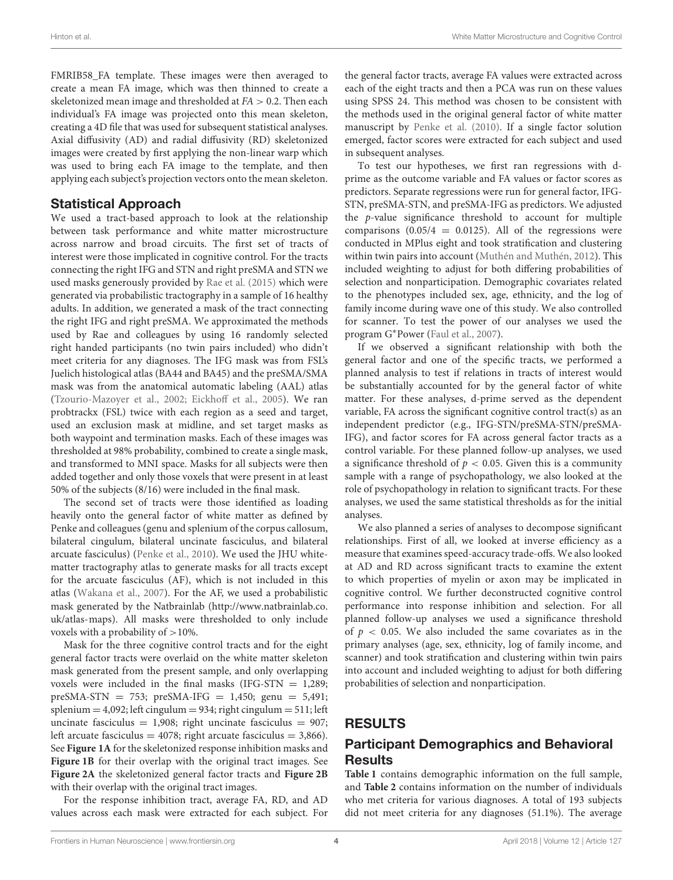FMRIB58_FA template. These images were then averaged to create a mean FA image, which was then thinned to create a skeletonized mean image and thresholded at $FA > 0.2$. Then each individual's FA image was projected onto this mean skeleton, creating a 4D file that was used for subsequent statistical analyses. Axial diffusivity (AD) and radial diffusivity (RD) skeletonized images were created by first applying the non-linear warp which was used to bring each FA image to the template, and then applying each subject's projection vectors onto the mean skeleton.

## Statistical Approach

We used a tract-based approach to look at the relationship between task performance and white matter microstructure across narrow and broad circuits. The first set of tracts of interest were those implicated in cognitive control. For the tracts connecting the right IFG and STN and right preSMA and STN we used masks generously provided by Rae et al. (2015) which were generated via probabilistic tractography in a sample of 16 healthy adults. In addition, we generated a mask of the tract connecting the right IFG and right preSMA. We approximated the methods used by Rae and colleagues by using 16 randomly selected right handed participants (no twin pairs included) who didn't meet criteria for any diagnoses. The IFG mask was from FSL's Juelich histological atlas (BA44 and BA45) and the preSMA/SMA mask was from the anatomical automatic labeling (AAL) atlas (Tzourio-Mazoyer et al., 2002; Eickhoff et al., 2005). We ran probtrackx (FSL) twice with each region as a seed and target, used an exclusion mask at midline, and set target masks as both waypoint and termination masks. Each of these images was thresholded at 98% probability, combined to create a single mask, and transformed to MNI space. Masks for all subjects were then added together and only those voxels that were present in at least 50% of the subjects (8/16) were included in the final mask.

The second set of tracts were those identified as loading heavily onto the general factor of white matter as defined by Penke and colleagues (genu and splenium of the corpus callosum, bilateral cingulum, bilateral uncinate fasciculus, and bilateral arcuate fasciculus) (Penke et al., 2010). We used the JHU white-matter tractography atlas to generate masks for all tracts except for the arcuate fasciculus (AF), which is not included in this atlas (Wakana et al., 2007). For the AF, we used a probabilistic mask generated by the Natbrainlab (http://www.natbrainlab.co.uk/atlas-maps). All masks were thresholded to only include voxels with a probability of >10%.

Mask for the three cognitive control tracts and for the eight general factor tracts were overlaid on the white matter skeleton mask generated from the present sample, and only overlapping voxels were included in the final masks (IFG-STN = 1,289; preSMA-STN = 753; preSMA-IFG = 1,450; genu = 5,491; splenium = 4,092; left cingulum = 934; right cingulum = 511; left uncinate fasciculus = 1,908; right uncinate fasciculus = 907; left arcuate fasciculus = 4078; right arcuate fasciculus = 3,866). See **Figure 1A** for the skeletonized response inhibition masks and **Figure 1B** for their overlap with the original tract images. See **Figure 2A** the skeletonized general factor tracts and **Figure 2B** with their overlap with the original tract images.

For the response inhibition tract, average FA, RD, and AD values across each mask were extracted for each subject. For the general factor tracts, average FA values were extracted across each of the eight tracts and then a PCA was run on these values using SPSS 24. This method was chosen to be consistent with the methods used in the original general factor of white matter manuscript by Penke et al. (2010). If a single factor solution emerged, factor scores were extracted for each subject and used in subsequent analyses.

To test our hypotheses, we first ran regressions with d-prime as the outcome variable and FA values or factor scores as predictors. Separate regressions were run for general factor, IFG-STN, preSMA-STN, and preSMA-IFG as predictors. We adjusted the $p$-value significance threshold to account for multiple comparisons ($0.05/4 = 0.0125$). All of the regressions were conducted in MPlus eight and took stratification and clustering within twin pairs into account (Muthén and Muthén, 2012). This included weighting to adjust for both differing probabilities of selection and nonparticipation. Demographic covariates related to the phenotypes included sex, age, ethnicity, and the log of family income during wave one of this study. We also controlled for scanner. To test the power of our analyses we used the program G*Power (Faul et al., 2007).

If we observed a significant relationship with both the general factor and one of the specific tracts, we performed a planned analysis to test if relations in tracts of interest would be substantially accounted for by the general factor of white matter. For these analyses, d-prime served as the dependent variable, FA across the significant cognitive control tract(s) as an independent predictor (e.g., IFG-STN/preSMA-STN/preSMA-IFG), and factor scores for FA across general factor tracts as a control variable. For these planned follow-up analyses, we used a significance threshold of $p < 0.05$. Given this is a community sample with a range of psychopathology, we also looked at the role of psychopathology in relation to significant tracts. For these analyses, we used the same statistical thresholds as for the initial analyses.

We also planned a series of analyses to decompose significant relationships. First of all, we looked at inverse efficiency as a measure that examines speed-accuracy trade-offs. We also looked at AD and RD across significant tracts to examine the extent to which properties of myelin or axon may be implicated in cognitive control. We further deconstructed cognitive control performance into response inhibition and selection. For all planned follow-up analyses we used a significance threshold of $p < 0.05$. We also included the same covariates as in the primary analyses (age, sex, ethnicity, log of family income, and scanner) and took stratification and clustering within twin pairs into account and included weighting to adjust for both differing probabilities of selection and nonparticipation.

# RESULTS

## Participant Demographics and Behavioral Results

**Table 1** contains demographic information on the full sample, and **Table 2** contains information on the number of individuals who met criteria for various diagnoses. A total of 193 subjects did not meet criteria for any diagnoses (51.1%). The average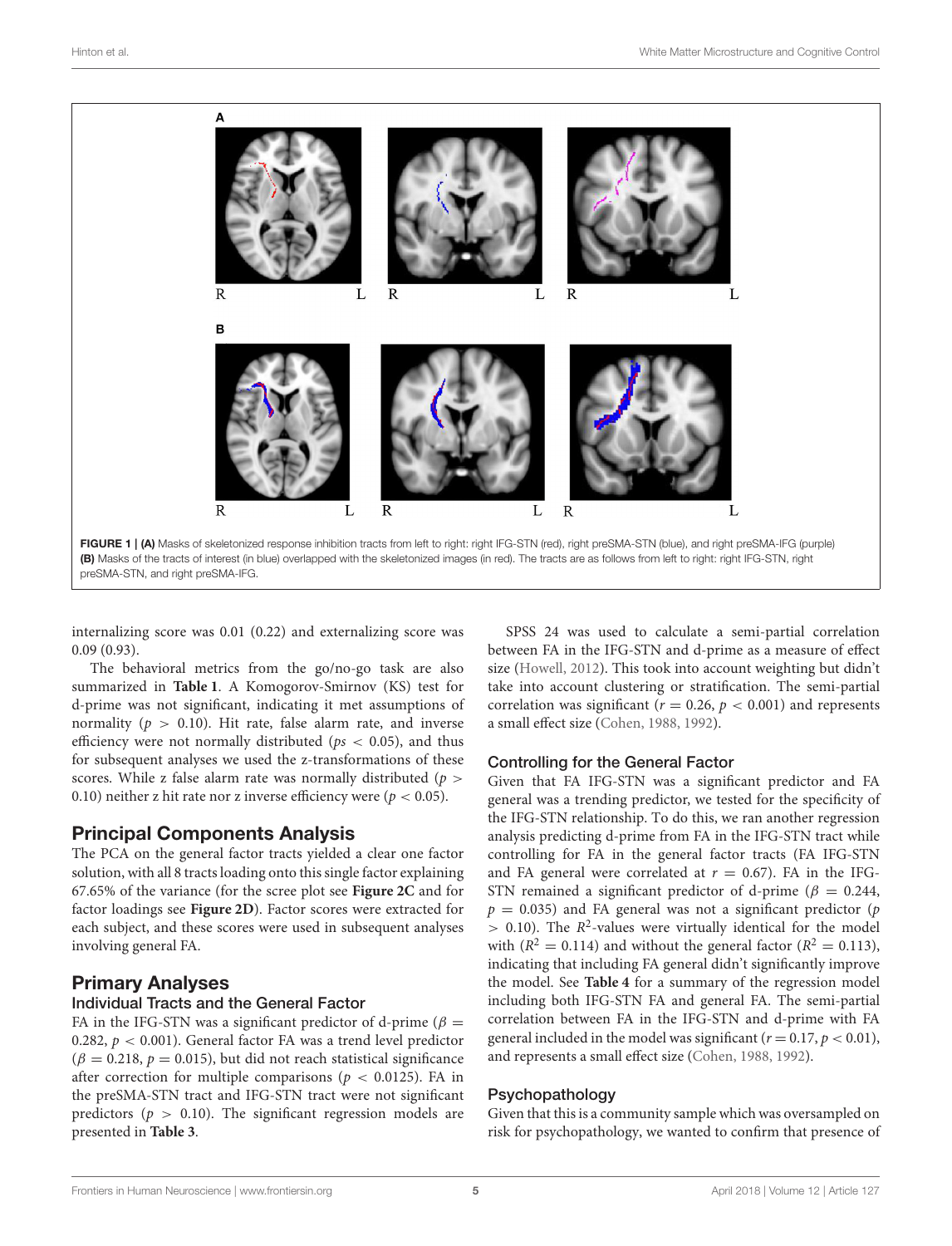FIGURE 1 | **(A)** Masks of skeletonized response inhibition tracts from left to right: right IFG-STN (red), right preSMA-STN (blue), and right preSMA-IFG (purple) **(B)** Masks of the tracts of interest (in blue) overlapped with the skeletonized images (in red). The tracts are as follows from left to right: right IFG-STN, right preSMA-STN, and right preSMA-IFG.

internalizing score was 0.01 (0.22) and externalizing score was 0.09 (0.93).

The behavioral metrics from the go/no-go task are also summarized in **Table 1**. A Komogorov-Smirnov (KS) test for d-prime was not significant, indicating it met assumptions of normality ($p > 0.10$). Hit rate, false alarm rate, and inverse efficiency were not normally distributed ($ps < 0.05$), and thus for subsequent analyses we used the z-transformations of these scores. While z false alarm rate was normally distributed ($p > 0.10$) neither z hit rate nor z inverse efficiency were ($p < 0.05$).

## Principal Components Analysis

The PCA on the general factor tracts yielded a clear one factor solution, with all 8 tracts loading onto this single factor explaining 67.65% of the variance (for the scree plot see **Figure 2C** and for factor loadings see **Figure 2D**). Factor scores were extracted for each subject, and these scores were used in subsequent analyses involving general FA.

## Primary Analyses

### Individual Tracts and the General Factor

FA in the IFG-STN was a significant predictor of d-prime ($\beta = 0.282$, $p < 0.001$). General factor FA was a trend level predictor ($\beta = 0.218$, $p = 0.015$), but did not reach statistical significance after correction for multiple comparisons ($p < 0.0125$). FA in the preSMA-STN tract and IFG-STN tract were not significant predictors ($p > 0.10$). The significant regression models are presented in **Table 3**.

SPSS 24 was used to calculate a semi-partial correlation between FA in the IFG-STN and d-prime as a measure of effect size (Howell, 2012). This took into account weighting but didn't take into account clustering or stratification. The semi-partial correlation was significant ($r = 0.26$, $p < 0.001$) and represents a small effect size (Cohen, 1988, 1992).

### Controlling for the General Factor

Given that FA IFG-STN was a significant predictor and FA general was a trending predictor, we tested for the specificity of the IFG-STN relationship. To do this, we ran another regression analysis predicting d-prime from FA in the IFG-STN tract while controlling for FA in the general factor tracts (FA IFG-STN and FA general were correlated at $r = 0.67$). FA in the IFG-STN remained a significant predictor of d-prime ($\beta = 0.244$, $p = 0.035$) and FA general was not a significant predictor ($p > 0.10$). The $R^2$-values were virtually identical for the model with ($R^2 = 0.114$) and without the general factor ($R^2 = 0.113$), indicating that including FA general didn't significantly improve the model. See **Table 4** for a summary of the regression model including both IFG-STN FA and general FA. The semi-partial correlation between FA in the IFG-STN and d-prime with FA general included in the model was significant ($r = 0.17$, $p < 0.01$), and represents a small effect size (Cohen, 1988, 1992).

### Psychopathology

Given that this is a community sample which was oversampled on risk for psychopathology, we wanted to confirm that presence of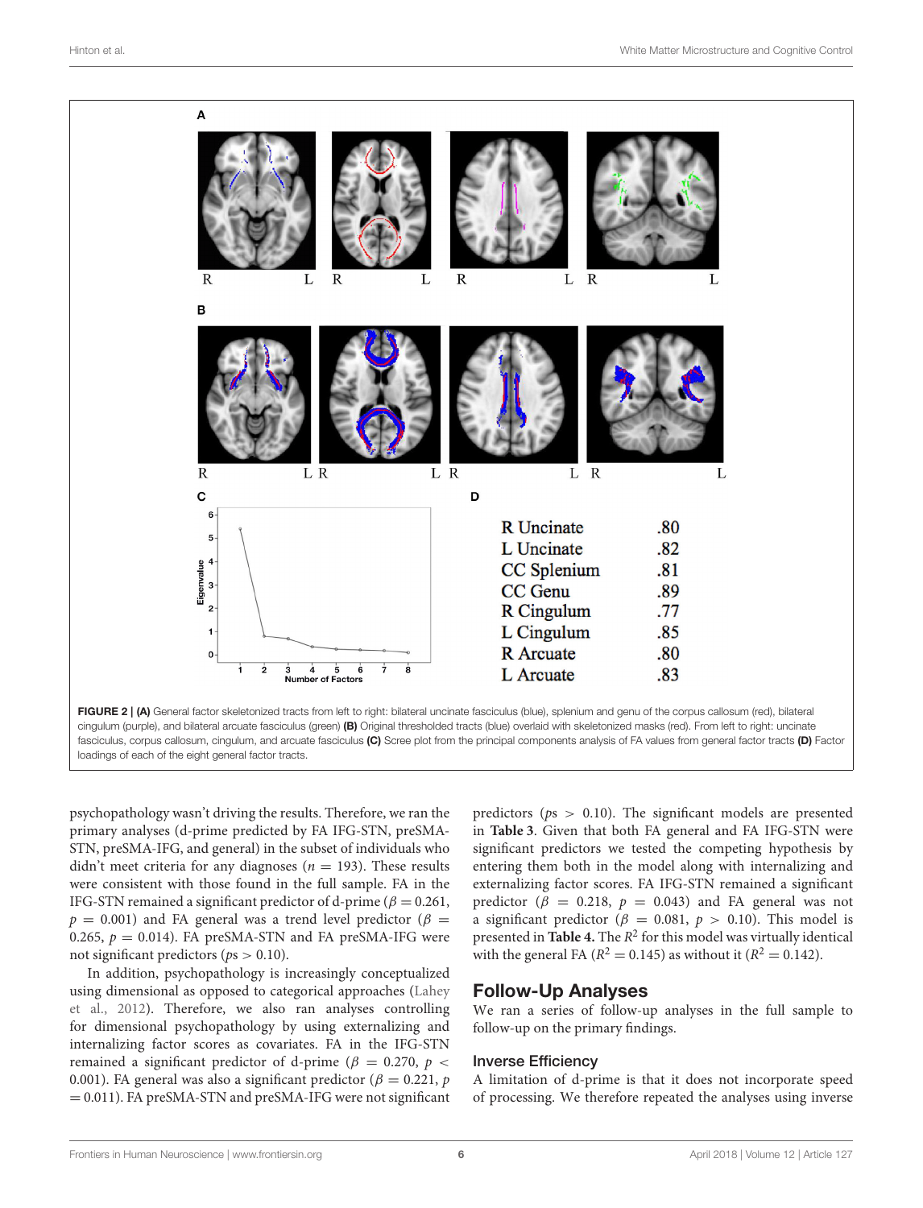| | |
|---|---|
| R Uncinate | .80 |
| L Uncinate | .82 |
| CC Splenium | .81 |
| CC Genu | .89 |
| R Cingulum | .77 |
| L Cingulum | .85 |
| R Arcuate | .80 |
| L Arcuate | .83 |

**FIGURE 2 | (A)** General factor skeletonized tracts from left to right: bilateral uncinate fasciculus (blue), splenium and genu of the corpus callosum (red), bilateral cingulum (purple), and bilateral arcuate fasciculus (green) **(B)** Original thresholded tracts (blue) overlaid with skeletonized masks (red). From left to right: uncinate fasciculus, corpus callosum, cingulum, and arcuate fasciculus **(C)** Scree plot from the principal components analysis of FA values from general factor tracts **(D)** Factor loadings of each of the eight general factor tracts.

psychopathology wasn't driving the results. Therefore, we ran the primary analyses (d-prime predicted by FA IFG-STN, preSMA-STN, preSMA-IFG, and general) in the subset of individuals who didn't meet criteria for any diagnoses ($n = 193$). These results were consistent with those found in the full sample. FA in the IFG-STN remained a significant predictor of d-prime ($\beta = 0.261$, $p = 0.001$) and FA general was a trend level predictor ($\beta = 0.265$, $p = 0.014$). FA preSMA-STN and FA preSMA-IFG were not significant predictors ($ps > 0.10$).

In addition, psychopathology is increasingly conceptualized using dimensional as opposed to categorical approaches (Lahey et al., 2012). Therefore, we also ran analyses controlling for dimensional psychopathology by using externalizing and internalizing factor scores as covariates. FA in the IFG-STN remained a significant predictor of d-prime ($\beta = 0.270$, $p < 0.001$). FA general was also a significant predictor ($\beta = 0.221$, $p = 0.011$). FA preSMA-STN and preSMA-IFG were not significant predictors ($ps > 0.10$). The significant models are presented in **Table 3**. Given that both FA general and FA IFG-STN were significant predictors we tested the competing hypothesis by entering them both in the model along with internalizing and externalizing factor scores. FA IFG-STN remained a significant predictor ($\beta = 0.218$, $p = 0.043$) and FA general was not a significant predictor ($\beta = 0.081$, $p > 0.10$). This model is presented in **Table 4.** The $R^2$ for this model was virtually identical with the general FA ($R^2 = 0.145$) as without it ($R^2 = 0.142$).

## Follow-Up Analyses

We ran a series of follow-up analyses in the full sample to follow-up on the primary findings.

### Inverse Efficiency

A limitation of d-prime is that it does not incorporate speed of processing. We therefore repeated the analyses using inverse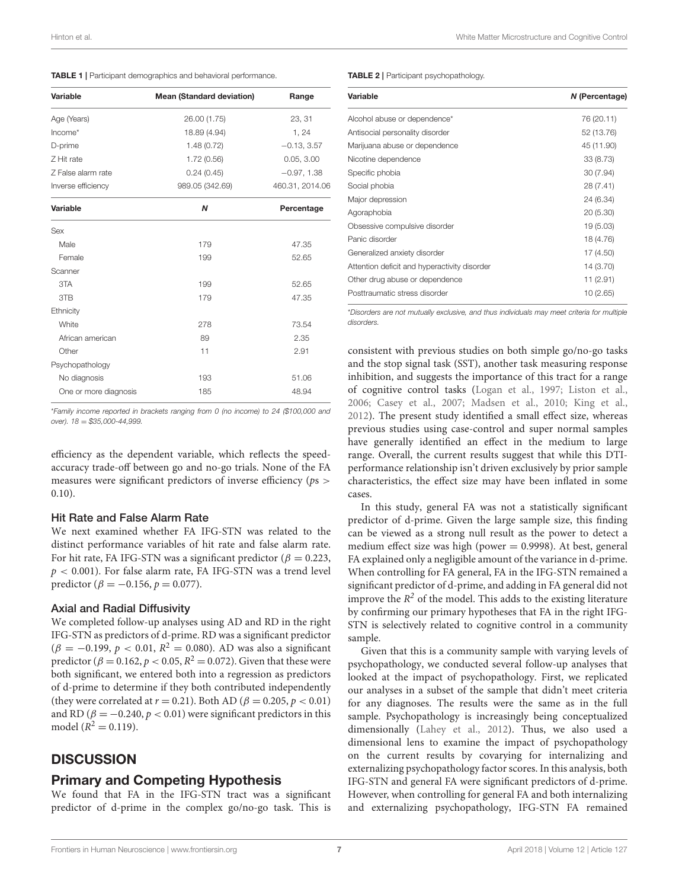**TABLE 1 |** Participant demographics and behavioral performance.

| Variable | Mean (Standard deviation) | Range |
|---|---|---|
| Age (Years) | 26.00 (1.75) | 23, 31 |
| Income* | 18.89 (4.94) | 1, 24 |
| D-prime | 1.48 (0.72) | −0.13, 3.57 |
| Z Hit rate | 1.72 (0.56) | 0.05, 3.00 |
| Z False alarm rate | 0.24 (0.45) | −0.97, 1.38 |
| Inverse efficiency | 989.05 (342.69) | 460.31, 2014.06 |
| **Variable** | ***N*** | **Percentage** |
| Sex | | |
| Male | 179 | 47.35 |
| Female | 199 | 52.65 |
| Scanner | | |
| 3TA | 199 | 52.65 |
| 3TB | 179 | 47.35 |
| Ethnicity | | |
| White | 278 | 73.54 |
| African american | 89 | 2.35 |
| Other | 11 | 2.91 |
| Psychopathology | | |
| No diagnosis | 193 | 51.06 |
| One or more diagnosis | 185 | 48.94 |

*Family income reported in brackets ranging from 0 (no income) to 24 ($100,000 and over). 18 = $35,000-44,999.

**TABLE 2 |** Participant psychopathology.

| Variable | *N* (Percentage) |
|---|---|
| Alcohol abuse or dependence* | 76 (20.11) |
| Antisocial personality disorder | 52 (13.76) |
| Marijuana abuse or dependence | 45 (11.90) |
| Nicotine dependence | 33 (8.73) |
| Specific phobia | 30 (7.94) |
| Social phobia | 28 (7.41) |
| Major depression | 24 (6.34) |
| Agoraphobia | 20 (5.30) |
| Obsessive compulsive disorder | 19 (5.03) |
| Panic disorder | 18 (4.76) |
| Generalized anxiety disorder | 17 (4.50) |
| Attention deficit and hyperactivity disorder | 14 (3.70) |
| Other drug abuse or dependence | 11 (2.91) |
| Posttraumatic stress disorder | 10 (2.65) |

*Disorders are not mutually exclusive, and thus individuals may meet criteria for multiple disorders.

efficiency as the dependent variable, which reflects the speed-accuracy trade-off between go and no-go trials. None of the FA measures were significant predictors of inverse efficiency ($p$s > 0.10).

### Hit Rate and False Alarm Rate

We next examined whether FA IFG-STN was related to the distinct performance variables of hit rate and false alarm rate. For hit rate, FA IFG-STN was a significant predictor ($\beta = 0.223$, $p < 0.001$). For false alarm rate, FA IFG-STN was a trend level predictor ($\beta = -0.156$, $p = 0.077$).

### Axial and Radial Diffusivity

We completed follow-up analyses using AD and RD in the right IFG-STN as predictors of d-prime. RD was a significant predictor ($\beta = -0.199$, $p < 0.01$, $R^2 = 0.080$). AD was also a significant predictor ($\beta = 0.162$, $p < 0.05$, $R^2 = 0.072$). Given that these were both significant, we entered both into a regression as predictors of d-prime to determine if they both contributed independently (they were correlated at $r = 0.21$). Both AD ($\beta = 0.205$, $p < 0.01$) and RD ($\beta = -0.240$, $p < 0.01$) were significant predictors in this model ($R^2 = 0.119$).

## DISCUSSION

### Primary and Competing Hypothesis

We found that FA in the IFG-STN tract was a significant predictor of d-prime in the complex go/no-go task. This is consistent with previous studies on both simple go/no-go tasks and the stop signal task (SST), another task measuring response inhibition, and suggests the importance of this tract for a range of cognitive control tasks (Logan et al., 1997; Liston et al., 2006; Casey et al., 2007; Madsen et al., 2010; King et al., 2012). The present study identified a small effect size, whereas previous studies using case-control and super normal samples have generally identified an effect in the medium to large range. Overall, the current results suggest that while this DTI-performance relationship isn't driven exclusively by prior sample characteristics, the effect size may have been inflated in some cases.

In this study, general FA was not a statistically significant predictor of d-prime. Given the large sample size, this finding can be viewed as a strong null result as the power to detect a medium effect size was high (power = 0.9998). At best, general FA explained only a negligible amount of the variance in d-prime. When controlling for FA general, FA in the IFG-STN remained a significant predictor of d-prime, and adding in FA general did not improve the $R^2$ of the model. This adds to the existing literature by confirming our primary hypotheses that FA in the right IFG-STN is selectively related to cognitive control in a community sample.

Given that this is a community sample with varying levels of psychopathology, we conducted several follow-up analyses that looked at the impact of psychopathology. First, we replicated our analyses in a subset of the sample that didn't meet criteria for any diagnoses. The results were the same as in the full sample. Psychopathology is increasingly being conceptualized dimensionally (Lahey et al., 2012). Thus, we also used a dimensional lens to examine the impact of psychopathology on the current results by covarying for internalizing and externalizing psychopathology factor scores. In this analysis, both IFG-STN and general FA were significant predictors of d-prime. However, when controlling for general FA and both internalizing and externalizing psychopathology, IFG-STN FA remained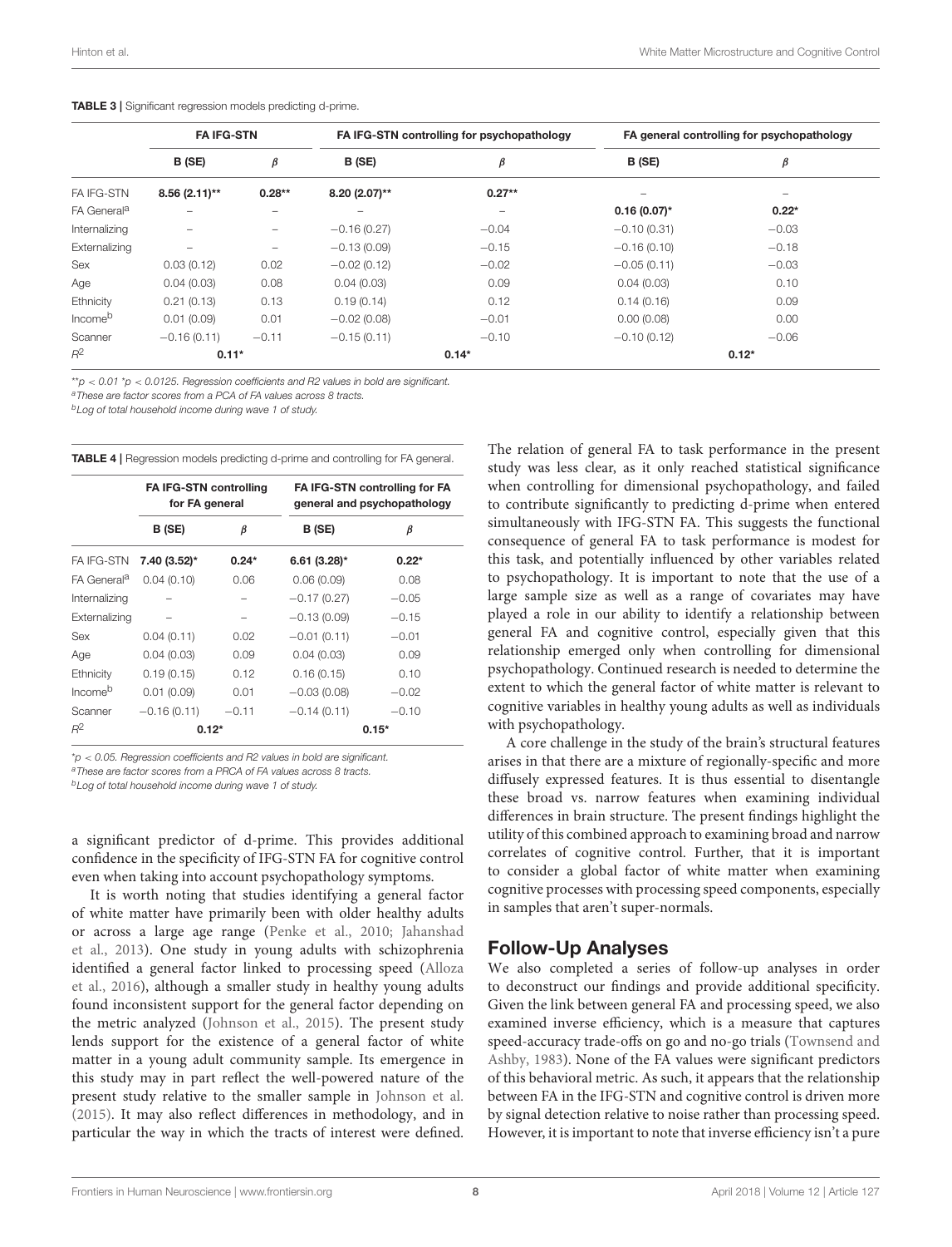**TABLE 3 |** Significant regression models predicting d-prime.

| | FA IFG-STN | | FA IFG-STN controlling for psychopathology | | FA general controlling for psychopathology | |
|---|---|---|---|---|---|---|
| | B (SE) | β | B (SE) | β | B (SE) | β |
| FA IFG-STN | **8.56 (2.11)**\*\* | **0.28**\*\* | **8.20 (2.07)**\*\* | **0.27**\*\* | – | – |
| FA General[a] | – | – | – | – | **0.16 (0.07)**\* | **0.22**\* |
| Internalizing | – | – | −0.16 (0.27) | −0.04 | −0.10 (0.31) | −0.03 |
| Externalizing | – | – | −0.13 (0.09) | −0.15 | −0.16 (0.10) | −0.18 |
| Sex | 0.03 (0.12) | 0.02 | −0.02 (0.12) | −0.02 | −0.05 (0.11) | −0.03 |
| Age | 0.04 (0.03) | 0.08 | 0.04 (0.03) | 0.09 | 0.04 (0.03) | 0.10 |
| Ethnicity | 0.21 (0.13) | 0.13 | 0.19 (0.14) | 0.12 | 0.14 (0.16) | 0.09 |
| Income[b] | 0.01 (0.09) | 0.01 | −0.02 (0.08) | −0.01 | 0.00 (0.08) | 0.00 |
| Scanner | −0.16 (0.11) | −0.11 | −0.15 (0.11) | −0.10 | −0.10 (0.12) | −0.06 |
| $R^2$ | **0.11**\* | | **0.14**\* | | **0.12**\* | |

\*\*$p < 0.01$ \*$p < 0.0125$. Regression coefficients and R2 values in bold are significant.
[a]These are factor scores from a PCA of FA values across 8 tracts.
[b]Log of total household income during wave 1 of study.

**TABLE 4 |** Regression models predicting d-prime and controlling for FA general.

| | FA IFG-STN controlling for FA general | | FA IFG-STN controlling for FA general and psychopathology | |
|---|---|---|---|---|
| | B (SE) | β | B (SE) | β |
| FA IFG-STN | **7.40 (3.52)**\* | **0.24**\* | **6.61 (3.28)**\* | **0.22**\* |
| FA General[a] | 0.04 (0.10) | 0.06 | 0.06 (0.09) | 0.08 |
| Internalizing | – | – | −0.17 (0.27) | −0.05 |
| Externalizing | – | – | −0.13 (0.09) | −0.15 |
| Sex | 0.04 (0.11) | 0.02 | −0.01 (0.11) | −0.01 |
| Age | 0.04 (0.03) | 0.09 | 0.04 (0.03) | 0.09 |
| Ethnicity | 0.19 (0.15) | 0.12 | 0.16 (0.15) | 0.10 |
| Income[b] | 0.01 (0.09) | 0.01 | −0.03 (0.08) | −0.02 |
| Scanner | −0.16 (0.11) | −0.11 | −0.14 (0.11) | −0.10 |
| $R^2$ | **0.12**\* | | **0.15**\* | |

\*$p < 0.05$. Regression coefficients and R2 values in bold are significant.
[a]These are factor scores from a PRCA of FA values across 8 tracts.
[b]Log of total household income during wave 1 of study.

a significant predictor of d-prime. This provides additional confidence in the specificity of IFG-STN FA for cognitive control even when taking into account psychopathology symptoms.

It is worth noting that studies identifying a general factor of white matter have primarily been with older healthy adults or across a large age range (Penke et al., 2010; Jahanshad et al., 2013). One study in young adults with schizophrenia identified a general factor linked to processing speed (Alloza et al., 2016), although a smaller study in healthy young adults found inconsistent support for the general factor depending on the metric analyzed (Johnson et al., 2015). The present study lends support for the existence of a general factor of white matter in a young adult community sample. Its emergence in this study may in part reflect the well-powered nature of the present study relative to the smaller sample in Johnson et al. (2015). It may also reflect differences in methodology, and in particular the way in which the tracts of interest were defined.

The relation of general FA to task performance in the present study was less clear, as it only reached statistical significance when controlling for dimensional psychopathology, and failed to contribute significantly to predicting d-prime when entered simultaneously with IFG-STN FA. This suggests the functional consequence of general FA to task performance is modest for this task, and potentially influenced by other variables related to psychopathology. It is important to note that the use of a large sample size as well as a range of covariates may have played a role in our ability to identify a relationship between general FA and cognitive control, especially given that this relationship emerged only when controlling for dimensional psychopathology. Continued research is needed to determine the extent to which the general factor of white matter is relevant to cognitive variables in healthy young adults as well as individuals with psychopathology.

A core challenge in the study of the brain's structural features arises in that there are a mixture of regionally-specific and more diffusely expressed features. It is thus essential to disentangle these broad vs. narrow features when examining individual differences in brain structure. The present findings highlight the utility of this combined approach to examining broad and narrow correlates of cognitive control. Further, that it is important to consider a global factor of white matter when examining cognitive processes with processing speed components, especially in samples that aren't super-normals.

## Follow-Up Analyses

We also completed a series of follow-up analyses in order to deconstruct our findings and provide additional specificity. Given the link between general FA and processing speed, we also examined inverse efficiency, which is a measure that captures speed-accuracy trade-offs on go and no-go trials (Townsend and Ashby, 1983). None of the FA values were significant predictors of this behavioral metric. As such, it appears that the relationship between FA in the IFG-STN and cognitive control is driven more by signal detection relative to noise rather than processing speed. However, it is important to note that inverse efficiency isn't a pure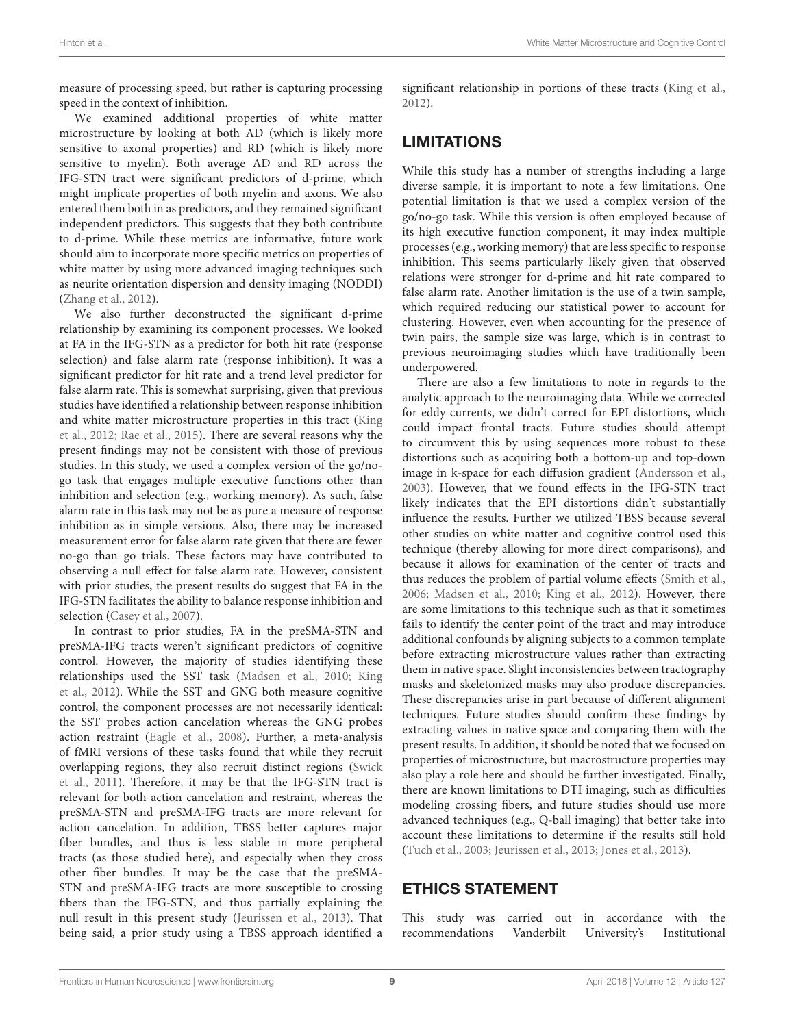measure of processing speed, but rather is capturing processing speed in the context of inhibition.

We examined additional properties of white matter microstructure by looking at both AD (which is likely more sensitive to axonal properties) and RD (which is likely more sensitive to myelin). Both average AD and RD across the IFG-STN tract were significant predictors of d-prime, which might implicate properties of both myelin and axons. We also entered them both in as predictors, and they remained significant independent predictors. This suggests that they both contribute to d-prime. While these metrics are informative, future work should aim to incorporate more specific metrics on properties of white matter by using more advanced imaging techniques such as neurite orientation dispersion and density imaging (NODDI) (Zhang et al., 2012).

We also further deconstructed the significant d-prime relationship by examining its component processes. We looked at FA in the IFG-STN as a predictor for both hit rate (response selection) and false alarm rate (response inhibition). It was a significant predictor for hit rate and a trend level predictor for false alarm rate. This is somewhat surprising, given that previous studies have identified a relationship between response inhibition and white matter microstructure properties in this tract (King et al., 2012; Rae et al., 2015). There are several reasons why the present findings may not be consistent with those of previous studies. In this study, we used a complex version of the go/no-go task that engages multiple executive functions other than inhibition and selection (e.g., working memory). As such, false alarm rate in this task may not be as pure a measure of response inhibition as in simple versions. Also, there may be increased measurement error for false alarm rate given that there are fewer no-go than go trials. These factors may have contributed to observing a null effect for false alarm rate. However, consistent with prior studies, the present results do suggest that FA in the IFG-STN facilitates the ability to balance response inhibition and selection (Casey et al., 2007).

In contrast to prior studies, FA in the preSMA-STN and preSMA-IFG tracts weren't significant predictors of cognitive control. However, the majority of studies identifying these relationships used the SST task (Madsen et al., 2010; King et al., 2012). While the SST and GNG both measure cognitive control, the component processes are not necessarily identical: the SST probes action cancelation whereas the GNG probes action restraint (Eagle et al., 2008). Further, a meta-analysis of fMRI versions of these tasks found that while they recruit overlapping regions, they also recruit distinct regions (Swick et al., 2011). Therefore, it may be that the IFG-STN tract is relevant for both action cancelation and restraint, whereas the preSMA-STN and preSMA-IFG tracts are more relevant for action cancelation. In addition, TBSS better captures major fiber bundles, and thus is less stable in more peripheral tracts (as those studied here), and especially when they cross other fiber bundles. It may be the case that the preSMA-STN and preSMA-IFG tracts are more susceptible to crossing fibers than the IFG-STN, and thus partially explaining the null result in this present study (Jeurissen et al., 2013). That being said, a prior study using a TBSS approach identified a significant relationship in portions of these tracts (King et al., 2012).

## LIMITATIONS

While this study has a number of strengths including a large diverse sample, it is important to note a few limitations. One potential limitation is that we used a complex version of the go/no-go task. While this version is often employed because of its high executive function component, it may index multiple processes (e.g., working memory) that are less specific to response inhibition. This seems particularly likely given that observed relations were stronger for d-prime and hit rate compared to false alarm rate. Another limitation is the use of a twin sample, which required reducing our statistical power to account for clustering. However, even when accounting for the presence of twin pairs, the sample size was large, which is in contrast to previous neuroimaging studies which have traditionally been underpowered.

There are also a few limitations to note in regards to the analytic approach to the neuroimaging data. While we corrected for eddy currents, we didn't correct for EPI distortions, which could impact frontal tracts. Future studies should attempt to circumvent this by using sequences more robust to these distortions such as acquiring both a bottom-up and top-down image in k-space for each diffusion gradient (Andersson et al., 2003). However, that we found effects in the IFG-STN tract likely indicates that the EPI distortions didn't substantially influence the results. Further we utilized TBSS because several other studies on white matter and cognitive control used this technique (thereby allowing for more direct comparisons), and because it allows for examination of the center of tracts and thus reduces the problem of partial volume effects (Smith et al., 2006; Madsen et al., 2010; King et al., 2012). However, there are some limitations to this technique such as that it sometimes fails to identify the center point of the tract and may introduce additional confounds by aligning subjects to a common template before extracting microstructure values rather than extracting them in native space. Slight inconsistencies between tractography masks and skeletonized masks may also produce discrepancies. These discrepancies arise in part because of different alignment techniques. Future studies should confirm these findings by extracting values in native space and comparing them with the present results. In addition, it should be noted that we focused on properties of microstructure, but macrostructure properties may also play a role here and should be further investigated. Finally, there are known limitations to DTI imaging, such as difficulties modeling crossing fibers, and future studies should use more advanced techniques (e.g., Q-ball imaging) that better take into account these limitations to determine if the results still hold (Tuch et al., 2003; Jeurissen et al., 2013; Jones et al., 2013).

## ETHICS STATEMENT

This study was carried out in accordance with the recommendations Vanderbilt University's Institutional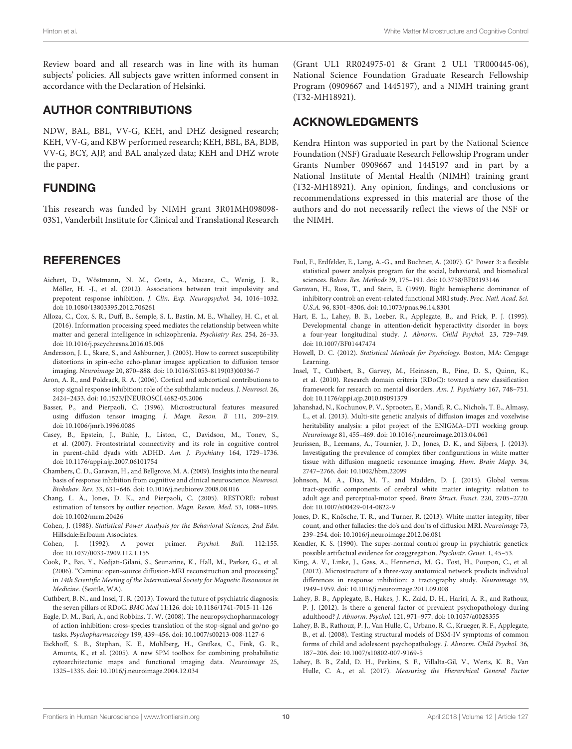Review board and all research was in line with its human subjects' policies. All subjects gave written informed consent in accordance with the Declaration of Helsinki.

## AUTHOR CONTRIBUTIONS

NDW, BAL, BBL, VV-G, KEH, and DHZ designed research; KEH, VV-G, and KBW performed research; KEH, BBL, BA, BDB, VV-G, BCY, AJP, and BAL analyzed data; KEH and DHZ wrote the paper.

## FUNDING

This research was funded by NIMH grant 3R01MH098098-03S1, Vanderbilt Institute for Clinical and Translational Research (Grant UL1 RR024975-01 & Grant 2 UL1 TR000445-06), National Science Foundation Graduate Research Fellowship Program (0909667 and 1445197), and a NIMH training grant (T32-MH18921).

## ACKNOWLEDGMENTS

Kendra Hinton was supported in part by the National Science Foundation (NSF) Graduate Research Fellowship Program under Grants Number 0909667 and 1445197 and in part by a National Institute of Mental Health (NIMH) training grant (T32-MH18921). Any opinion, findings, and conclusions or recommendations expressed in this material are those of the authors and do not necessarily reflect the views of the NSF or the NIMH.

## REFERENCES

Aichert, D., Wöstmann, N. M., Costa, A., Macare, C., Wenig, J. R., Möller, H. -J., et al. (2012). Associations between trait impulsivity and prepotent response inhibition. *J. Clin. Exp. Neuropsychol.* 34, 1016–1032. doi: 10.1080/13803395.2012.706261

Alloza, C., Cox, S. R., Duff, B., Semple, S. I., Bastin, M. E., Whalley, H. C., et al. (2016). Information processing speed mediates the relationship between white matter and general intelligence in schizophrenia. *Psychiatry Res.* 254, 26–33. doi: 10.1016/j.pscychresns.2016.05.008

Andersson, J. L., Skare, S., and Ashburner, J. (2003). How to correct susceptibility distortions in spin-echo echo-planar images: application to diffusion tensor imaging. *Neuroimage* 20, 870–888. doi: 10.1016/S1053-8119(03)00336-7

Aron, A. R., and Poldrack, R. A. (2006). Cortical and subcortical contributions to stop signal response inhibition: role of the subthalamic nucleus. *J. Neurosci.* 26, 2424–2433. doi: 10.1523/JNEUROSCI.4682-05.2006

Basser, P., and Pierpaoli, C. (1996). Microstructural features measured using diffusion tensor imaging. *J. Magn. Reson. B* 111, 209–219. doi: 10.1006/jmrb.1996.0086

Casey, B., Epstein, J., Buhle, J., Liston, C., Davidson, M., Tonev, S., et al. (2007). Frontostriatal connectivity and its role in cognitive control in parent-child dyads with ADHD. *Am. J. Psychiatry* 164, 1729–1736. doi: 10.1176/appi.ajp.2007.06101754

Chambers, C. D., Garavan, H., and Bellgrove, M. A. (2009). Insights into the neural basis of response inhibition from cognitive and clinical neuroscience. *Neurosci. Biobehav. Rev.* 33, 631–646. doi: 10.1016/j.neubiorev.2008.08.016

Chang, L. Ä., Jones, D. K., and Pierpaoli, C. (2005). RESTORE: robust estimation of tensors by outlier rejection. *Magn. Reson. Med.* 53, 1088–1095. doi: 10.1002/mrm.20426

Cohen, J. (1988). *Statistical Power Analysis for the Behavioral Sciences, 2nd Edn*. Hillsdale:Erlbaum Associates.

Cohen, J. (1992). A power primer. *Psychol. Bull.* 112:155. doi: 10.1037/0033-2909.112.1.155

Cook, P., Bai, Y., Nedjati-Gilani, S., Seunarine, K., Hall, M., Parker, G., et al. (2006). "Camino: open-source diffusion-MRI reconstruction and processing," in *14th Scientific Meeting of the International Society for Magnetic Resonance in Medicine.* (Seattle, WA).

Cuthbert, B. N., and Insel, T. R. (2013). Toward the future of psychiatric diagnosis: the seven pillars of RDoC. *BMC Med* 11:126. doi: 10.1186/1741-7015-11-126

Eagle, D. M., Bari, A., and Robbins, T. W. (2008). The neuropsychopharmacology of action inhibition: cross-species translation of the stop-signal and go/no-go tasks. *Psychopharmacology* 199, 439–456. doi: 10.1007/s00213-008-1127-6

Eickhoff, S. B., Stephan, K. E., Mohlberg, H., Grefkes, C., Fink, G. R., Amunts, K., et al. (2005). A new SPM toolbox for combining probabilistic cytoarchitectonic maps and functional imaging data. *Neuroimage* 25, 1325–1335. doi: 10.1016/j.neuroimage.2004.12.034

Faul, F., Erdfelder, E., Lang, A.-G., and Buchner, A. (2007). G* Power 3: a flexible statistical power analysis program for the social, behavioral, and biomedical sciences. *Behav. Res. Methods* 39, 175–191. doi: 10.3758/BF03193146

Garavan, H., Ross, T., and Stein, E. (1999). Right hemispheric dominance of inhibitory control: an event-related functional MRI study. *Proc. Natl. Acad. Sci. U.S.A.* 96, 8301–8306. doi: 10.1073/pnas.96.14.8301

Hart, E. L., Lahey, B. B., Loeber, R., Applegate, B., and Frick, P. J. (1995). Developmental change in attention-deficit hyperactivity disorder in boys: a four-year longitudinal study. *J. Abnorm. Child Psychol.* 23, 729–749. doi: 10.1007/BF01447474

Howell, D. C. (2012). *Statistical Methods for Psychology.* Boston, MA: Cengage Learning.

Insel, T., Cuthbert, B., Garvey, M., Heinssen, R., Pine, D. S., Quinn, K., et al. (2010). Research domain criteria (RDoC): toward a new classification framework for research on mental disorders. *Am. J. Psychiatry* 167, 748–751. doi: 10.1176/appi.ajp.2010.09091379

Jahanshad, N., Kochunov, P. V., Sprooten, E., Mandl, R. C., Nichols, T. E., Almasy, L., et al. (2013). Multi-site genetic analysis of diffusion images and voxelwise heritability analysis: a pilot project of the ENIGMA–DTI working group. *Neuroimage* 81, 455–469. doi: 10.1016/j.neuroimage.2013.04.061

Jeurissen, B., Leemans, A., Tournier, J. D., Jones, D. K., and Sijbers, J. (2013). Investigating the prevalence of complex fiber configurations in white matter tissue with diffusion magnetic resonance imaging. *Hum. Brain Mapp.* 34, 2747–2766. doi: 10.1002/hbm.22099

Johnson, M. A., Diaz, M. T., and Madden, D. J. (2015). Global versus tract-specific components of cerebral white matter integrity: relation to adult age and perceptual-motor speed. *Brain Struct. Funct.* 220, 2705–2720. doi: 10.1007/s00429-014-0822-9

Jones, D. K., Knösche, T. R., and Turner, R. (2013). White matter integrity, fiber count, and other fallacies: the do's and don'ts of diffusion MRI. *Neuroimage* 73, 239–254. doi: 10.1016/j.neuroimage.2012.06.081

Kendler, K. S. (1990). The super-normal control group in psychiatric genetics: possible artifactual evidence for coaggregation. *Psychiatr. Genet.* 1, 45–53.

King, A. V., Linke, J., Gass, A., Hennerici, M. G., Tost, H., Poupon, C., et al. (2012). Microstructure of a three-way anatomical network predicts individual differences in response inhibition: a tractography study. *Neuroimage* 59, 1949–1959. doi: 10.1016/j.neuroimage.2011.09.008

Lahey, B. B., Applegate, B., Hakes, J. K., Zald, D. H., Hariri, A. R., and Rathouz, P. J. (2012). Is there a general factor of prevalent psychopathology during adulthood? *J. Abnorm. Psychol.* 121, 971–977. doi: 10.1037/a0028355

Lahey, B. B., Rathouz, P. J., Van Hulle, C., Urbano, R. C., Krueger, R. F., Applegate, B., et al. (2008). Testing structural models of DSM-IV symptoms of common forms of child and adolescent psychopathology. *J. Abnorm. Child Psychol.* 36, 187–206. doi: 10.1007/s10802-007-9169-5

Lahey, B. B., Zald, D. H., Perkins, S. F., Villalta-Gil, V., Werts, K. B., Van Hulle, C. A., et al. (2017). *Measuring the Hierarchical General Factor*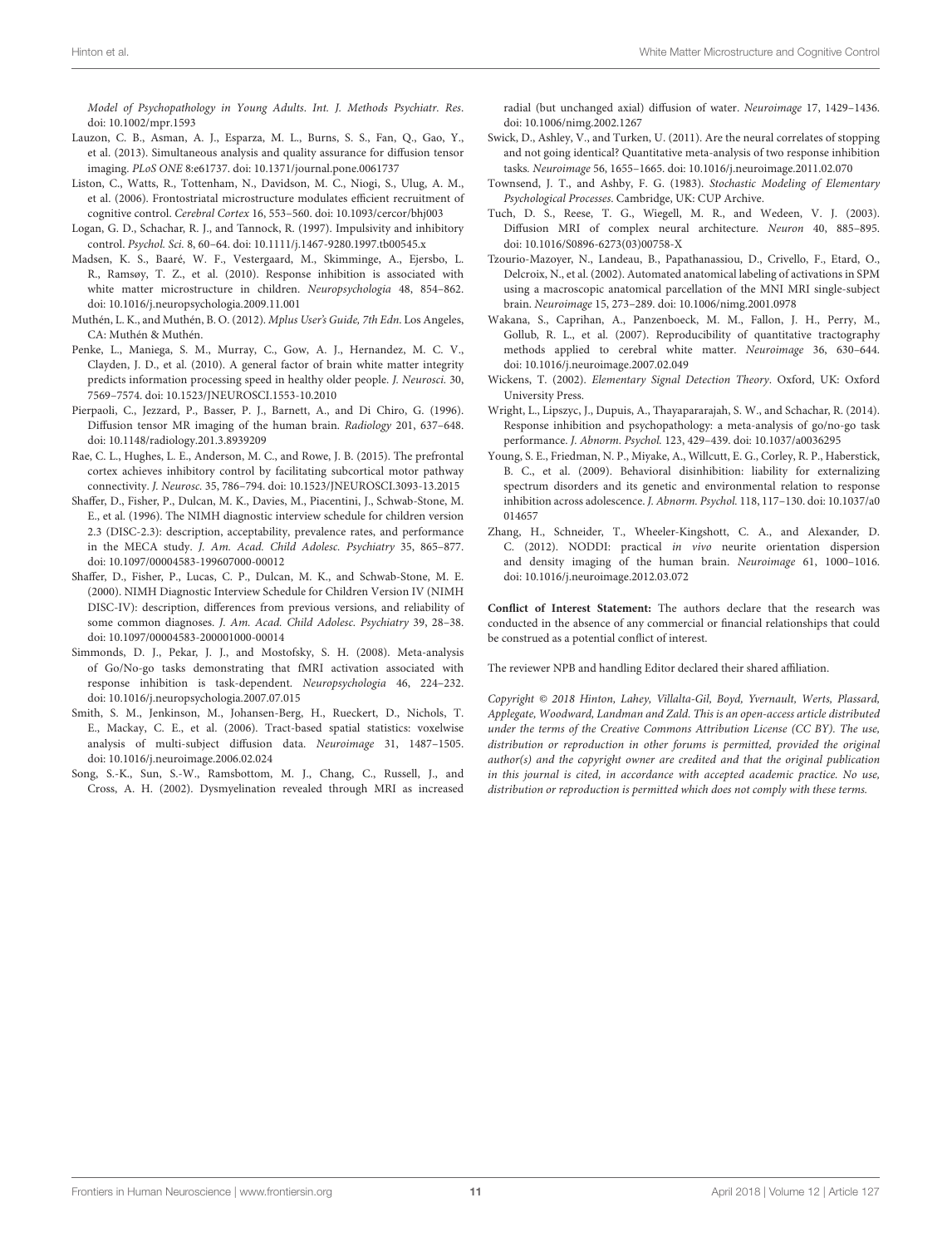Model of Psychopathology in Young Adults. *Int. J. Methods Psychiatr. Res.* doi: 10.1002/mpr.1593

Lauzon, C. B., Asman, A. J., Esparza, M. L., Burns, S. S., Fan, Q., Gao, Y., et al. (2013). Simultaneous analysis and quality assurance for diffusion tensor imaging. *PLoS ONE* 8:e61737. doi: 10.1371/journal.pone.0061737

Liston, C., Watts, R., Tottenham, N., Davidson, M. C., Niogi, S., Ulug, A. M., et al. (2006). Frontostriatal microstructure modulates efficient recruitment of cognitive control. *Cerebral Cortex* 16, 553–560. doi: 10.1093/cercor/bhj003

Logan, G. D., Schachar, R. J., and Tannock, R. (1997). Impulsivity and inhibitory control. *Psychol. Sci.* 8, 60–64. doi: 10.1111/j.1467-9280.1997.tb00545.x

Madsen, K. S., Baaré, W. F., Vestergaard, M., Skimminge, A., Ejersbo, L. R., Ramsøy, T. Z., et al. (2010). Response inhibition is associated with white matter microstructure in children. *Neuropsychologia* 48, 854–862. doi: 10.1016/j.neuropsychologia.2009.11.001

Muthén, L. K., and Muthén, B. O. (2012). *Mplus User's Guide, 7th Edn.* Los Angeles, CA: Muthén & Muthén.

Penke, L., Maniega, S. M., Murray, C., Gow, A. J., Hernandez, M. C. V., Clayden, J. D., et al. (2010). A general factor of brain white matter integrity predicts information processing speed in healthy older people. *J. Neurosci.* 30, 7569–7574. doi: 10.1523/JNEUROSCI.1553-10.2010

Pierpaoli, C., Jezzard, P., Basser, P. J., Barnett, A., and Di Chiro, G. (1996). Diffusion tensor MR imaging of the human brain. *Radiology* 201, 637–648. doi: 10.1148/radiology.201.3.8939209

Rae, C. L., Hughes, L. E., Anderson, M. C., and Rowe, J. B. (2015). The prefrontal cortex achieves inhibitory control by facilitating subcortical motor pathway connectivity. *J. Neurosc.* 35, 786–794. doi: 10.1523/JNEUROSCI.3093-13.2015

Shaffer, D., Fisher, P., Dulcan, M. K., Davies, M., Piacentini, J., Schwab-Stone, M. E., et al. (1996). The NIMH diagnostic interview schedule for children version 2.3 (DISC-2.3): description, acceptability, prevalence rates, and performance in the MECA study. *J. Am. Acad. Child Adolesc. Psychiatry* 35, 865–877. doi: 10.1097/00004583-199607000-00012

Shaffer, D., Fisher, P., Lucas, C. P., Dulcan, M. K., and Schwab-Stone, M. E. (2000). NIMH Diagnostic Interview Schedule for Children Version IV (NIMH DISC-IV): description, differences from previous versions, and reliability of some common diagnoses. *J. Am. Acad. Child Adolesc. Psychiatry* 39, 28–38. doi: 10.1097/00004583-200001000-00014

Simmonds, D. J., Pekar, J. J., and Mostofsky, S. H. (2008). Meta-analysis of Go/No-go tasks demonstrating that fMRI activation associated with response inhibition is task-dependent. *Neuropsychologia* 46, 224–232. doi: 10.1016/j.neuropsychologia.2007.07.015

Smith, S. M., Jenkinson, M., Johansen-Berg, H., Rueckert, D., Nichols, T. E., Mackay, C. E., et al. (2006). Tract-based spatial statistics: voxelwise analysis of multi-subject diffusion data. *Neuroimage* 31, 1487–1505. doi: 10.1016/j.neuroimage.2006.02.024

Song, S.-K., Sun, S.-W., Ramsbottom, M. J., Chang, C., Russell, J., and Cross, A. H. (2002). Dysmyelination revealed through MRI as increased radial (but unchanged axial) diffusion of water. *Neuroimage* 17, 1429–1436. doi: 10.1006/nimg.2002.1267

Swick, D., Ashley, V., and Turken, U. (2011). Are the neural correlates of stopping and not going identical? Quantitative meta-analysis of two response inhibition tasks. *Neuroimage* 56, 1655–1665. doi: 10.1016/j.neuroimage.2011.02.070

Townsend, J. T., and Ashby, F. G. (1983). *Stochastic Modeling of Elementary Psychological Processes*. Cambridge, UK: CUP Archive.

Tuch, D. S., Reese, T. G., Wiegell, M. R., and Wedeen, V. J. (2003). Diffusion MRI of complex neural architecture. *Neuron* 40, 885–895. doi: 10.1016/S0896-6273(03)00758-X

Tzourio-Mazoyer, N., Landeau, B., Papathanassiou, D., Crivello, F., Etard, O., Delcroix, N., et al. (2002). Automated anatomical labeling of activations in SPM using a macroscopic anatomical parcellation of the MNI MRI single-subject brain. *Neuroimage* 15, 273–289. doi: 10.1006/nimg.2001.0978

Wakana, S., Caprihan, A., Panzenboeck, M. M., Fallon, J. H., Perry, M., Gollub, R. L., et al. (2007). Reproducibility of quantitative tractography methods applied to cerebral white matter. *Neuroimage* 36, 630–644. doi: 10.1016/j.neuroimage.2007.02.049

Wickens, T. (2002). *Elementary Signal Detection Theory*. Oxford, UK: Oxford University Press.

Wright, L., Lipszyc, J., Dupuis, A., Thayapararajah, S. W., and Schachar, R. (2014). Response inhibition and psychopathology: a meta-analysis of go/no-go task performance. *J. Abnorm. Psychol.* 123, 429–439. doi: 10.1037/a0036295

Young, S. E., Friedman, N. P., Miyake, A., Willcutt, E. G., Corley, R. P., Haberstick, B. C., et al. (2009). Behavioral disinhibition: liability for externalizing spectrum disorders and its genetic and environmental relation to response inhibition across adolescence. *J. Abnorm. Psychol.* 118, 117–130. doi: 10.1037/a0014657

Zhang, H., Schneider, T., Wheeler-Kingshott, C. A., and Alexander, D. C. (2012). NODDI: practical *in vivo* neurite orientation dispersion and density imaging of the human brain. *Neuroimage* 61, 1000–1016. doi: 10.1016/j.neuroimage.2012.03.072

**Conflict of Interest Statement:** The authors declare that the research was conducted in the absence of any commercial or financial relationships that could be construed as a potential conflict of interest.

The reviewer NPB and handling Editor declared their shared affiliation.

*Copyright © 2018 Hinton, Lahey, Villalta-Gil, Boyd, Yvernault, Werts, Plassard, Applegate, Woodward, Landman and Zald. This is an open-access article distributed under the terms of the Creative Commons Attribution License (CC BY). The use, distribution or reproduction in other forums is permitted, provided the original author(s) and the copyright owner are credited and that the original publication in this journal is cited, in accordance with accepted academic practice. No use, distribution or reproduction is permitted which does not comply with these terms.*